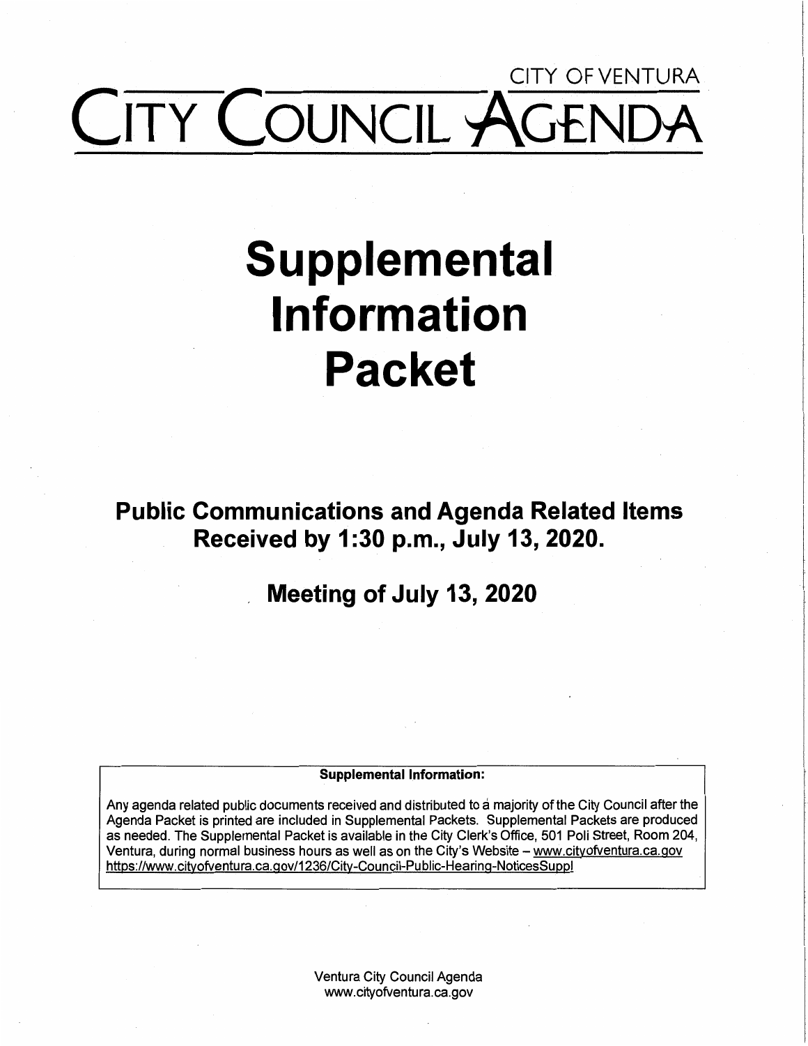CITY OF VENTURA

# CITY COUNCIL AGENDA

# Supplemental Information Packet

## Public Communications and Agenda Related Items Received by 1:30 p.m., July 13, 2020.

## Meeting of July 13, 2020

**Supplemental Information:**

Any agenda related public documents received and distributed to a majority of the City Council after the Agenda Packet is printed are included in Supplemental Packets. Supplemental Packets are produced as needed. The Supplemental Packet is available in the City Clerk's Office, 501 Poli Street, Room 204, Ventura, during normal business hours as well as on the City's Website – www.cityofventura.ca.gov https://www.cityofventura.ca.gov/1236/City-Council-Public-Hearing-NoticesSuppl

Ventura City Council Agenda
www.cityofventura.ca.gov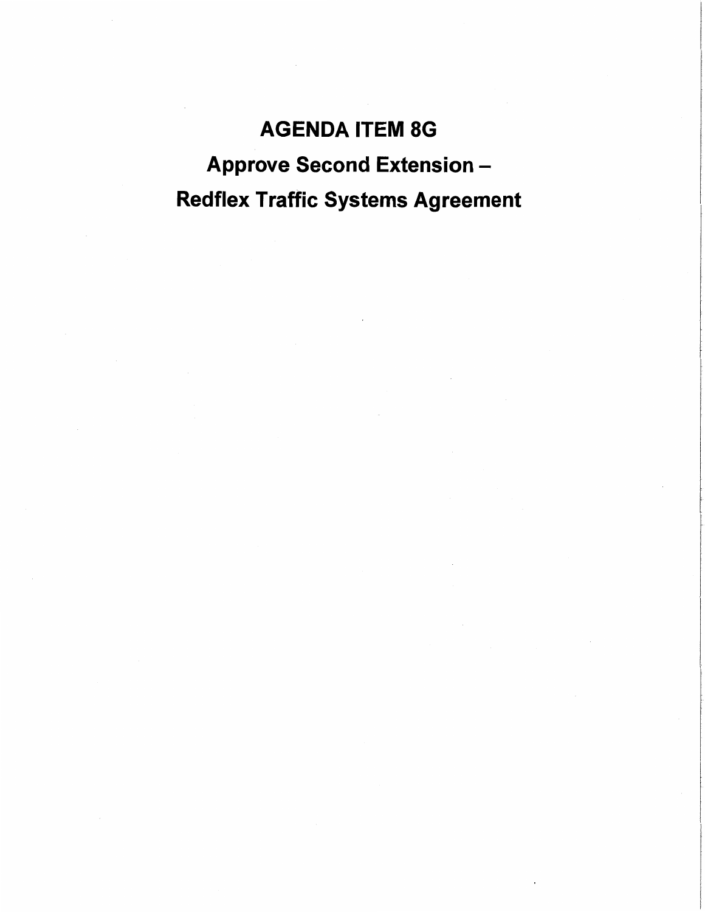# AGENDA ITEM 8G

## Approve Second Extension –

## Redflex Traffic Systems Agreement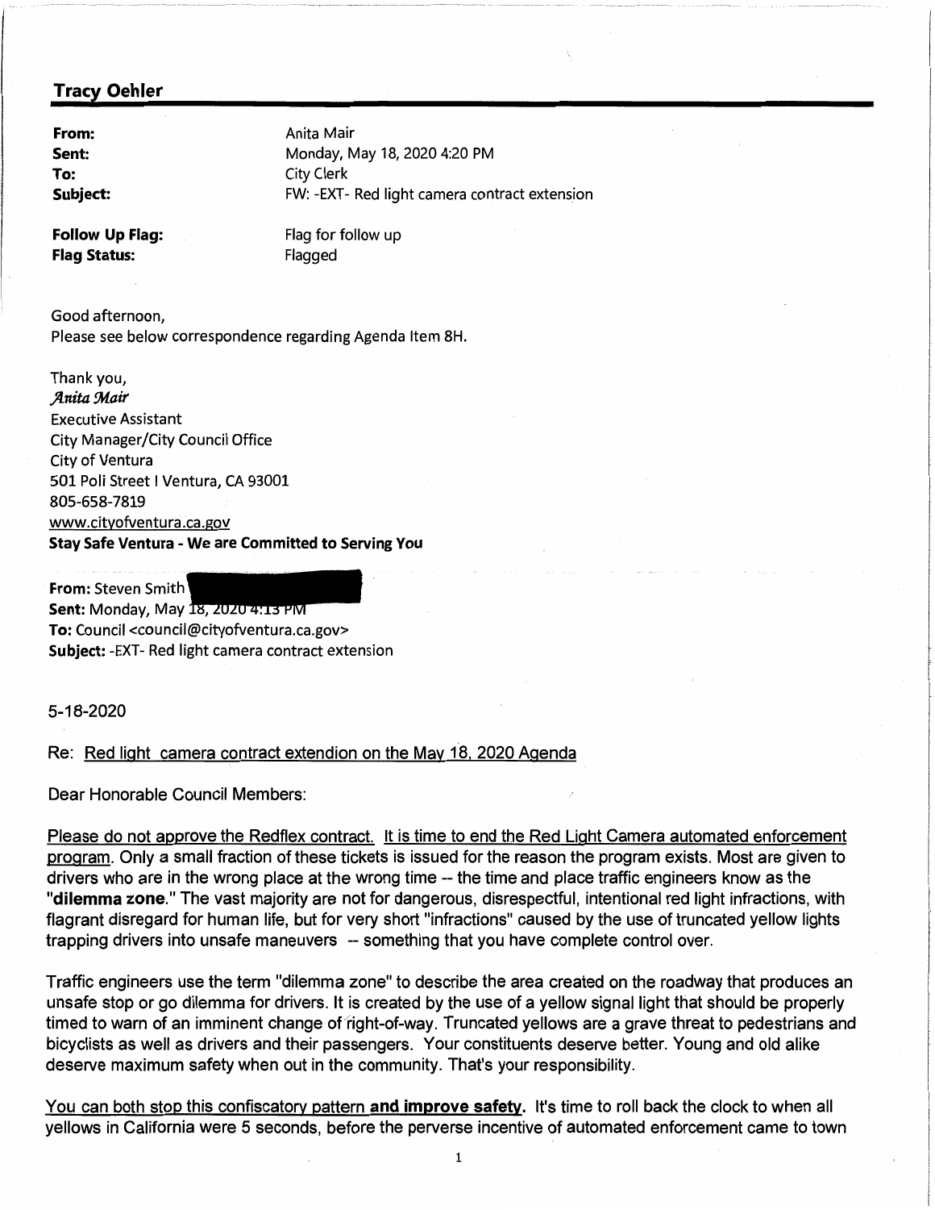**Tracy Oehler**

**From:** Anita Mair
**Sent:** Monday, May 18, 2020 4:20 PM
**To:** City Clerk
**Subject:** FW: -EXT- Red light camera contract extension

**Follow Up Flag:** Flag for follow up
**Flag Status:** Flagged

Good afternoon,
Please see below correspondence regarding Agenda Item 8H.

Thank you,
*Anita Mair*
Executive Assistant
City Manager/City Council Office
City of Ventura
501 Poli Street I Ventura, CA 93001
805-658-7819
www.cityofventura.ca.gov
**Stay Safe Ventura - We are Committed to Serving You**

**From:** Steven Smith
**Sent:** Monday, May 18, 2020 4:13 PM
**To:** Council <council@cityofventura.ca.gov>
**Subject:** -EXT- Red light camera contract extension

5-18-2020

Re: Red light camera contract extendion on the May 18, 2020 Agenda

Dear Honorable Council Members:

Please do not approve the Redflex contract. It is time to end the Red Light Camera automated enforcement program. Only a small fraction of these tickets is issued for the reason the program exists. Most are given to drivers who are in the wrong place at the wrong time -- the time and place traffic engineers know as the **"dilemma zone."** The vast majority are not for dangerous, disrespectful, intentional red light infractions, with flagrant disregard for human life, but for very short "infractions" caused by the use of truncated yellow lights trapping drivers into unsafe maneuvers -- something that you have complete control over.

Traffic engineers use the term "dilemma zone" to describe the area created on the roadway that produces an unsafe stop or go dilemma for drivers. It is created by the use of a yellow signal light that should be properly timed to warn of an imminent change of right-of-way. Truncated yellows are a grave threat to pedestrians and bicyclists as well as drivers and their passengers. Your constituents deserve better. Young and old alike deserve maximum safety when out in the community. That's your responsibility.

You can both stop this confiscatory pattern **and improve safety.** It's time to roll back the clock to when all yellows in California were 5 seconds, before the perverse incentive of automated enforcement came to town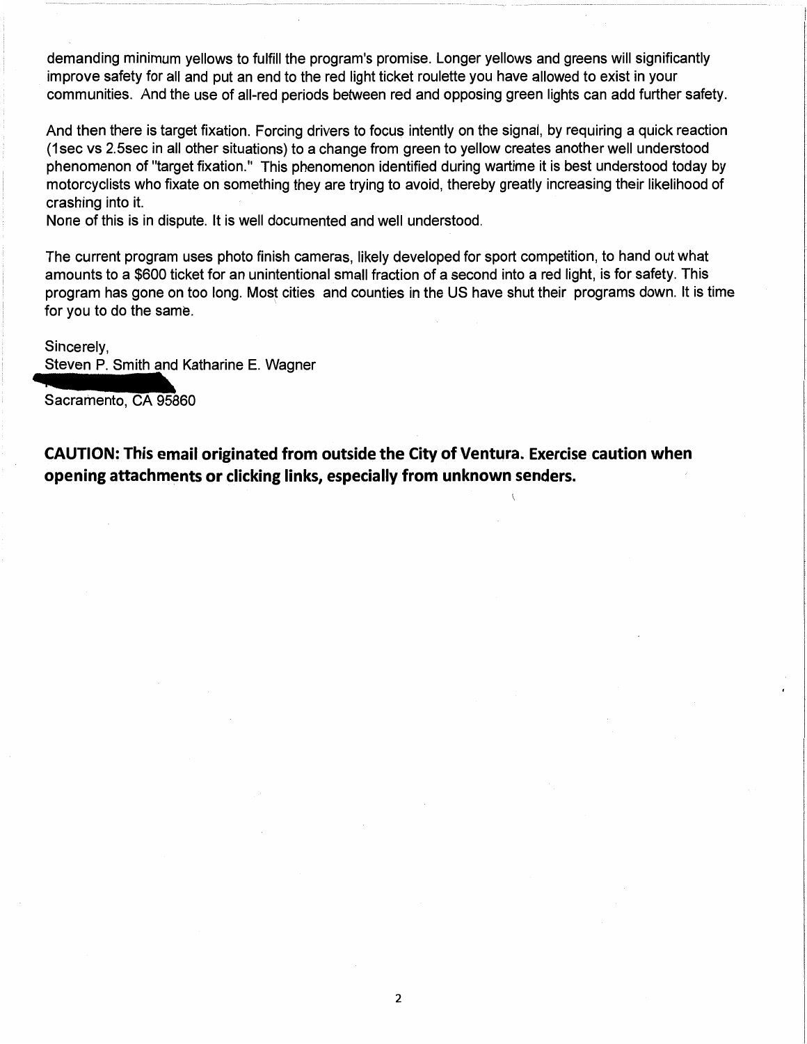demanding minimum yellows to fulfill the program's promise. Longer yellows and greens will significantly improve safety for all and put an end to the red light ticket roulette you have allowed to exist in your communities. And the use of all-red periods between red and opposing green lights can add further safety.

And then there is target fixation. Forcing drivers to focus intently on the signal, by requiring a quick reaction (1sec vs 2.5sec in all other situations) to a change from green to yellow creates another well understood phenomenon of "target fixation." This phenomenon identified during wartime it is best understood today by motorcyclists who fixate on something they are trying to avoid, thereby greatly increasing their likelihood of crashing into it.
None of this is in dispute. It is well documented and well understood.

The current program uses photo finish cameras, likely developed for sport competition, to hand out what amounts to a $600 ticket for an unintentional small fraction of a second into a red light, is for safety. This program has gone on too long. Most cities and counties in the US have shut their programs down. It is time for you to do the same.

Sincerely,
Steven P. Smith and Katharine E. Wagner

Sacramento, CA 95860

**CAUTION: This email originated from outside the City of Ventura. Exercise caution when opening attachments or clicking links, especially from unknown senders.**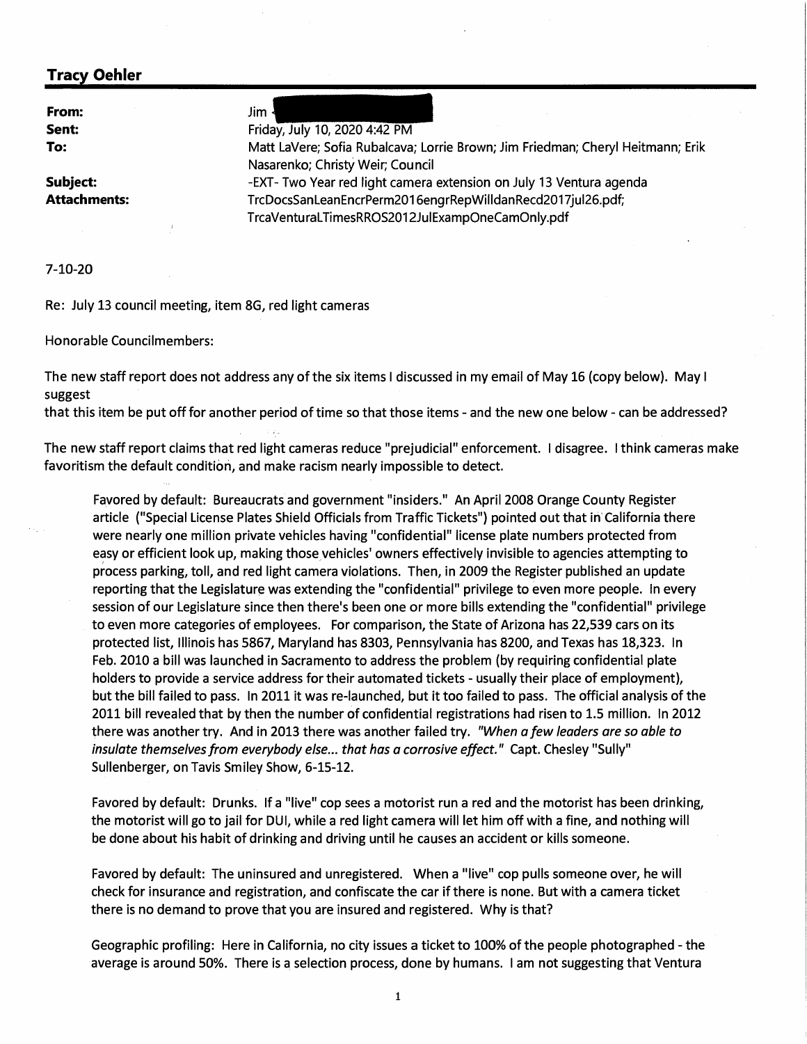## Tracy Oehler

| | |
|---|---|
| **From:** | Jim |
| **Sent:** | Friday, July 10, 2020 4:42 PM |
| **To:** | Matt LaVere; Sofia Rubalcava; Lorrie Brown; Jim Friedman; Cheryl Heitmann; Erik Nasarenko; Christy Weir; Council |
| **Subject:** | -EXT- Two Year red light camera extension on July 13 Ventura agenda |
| **Attachments:** | TrcDocsSanLeanEncrPerm2016engrRepWilldanRecd2017jul26.pdf; TrcaVenturaLTimesRROS2012JulExampOneCamOnly.pdf |

7-10-20

Re: July 13 council meeting, item 8G, red light cameras

Honorable Councilmembers:

The new staff report does not address any of the six items I discussed in my email of May 16 (copy below). May I suggest
that this item be put off for another period of time so that those items - and the new one below - can be addressed?

The new staff report claims that red light cameras reduce "prejudicial" enforcement. I disagree. I think cameras make favoritism the default condition, and make racism nearly impossible to detect.

> Favored by default: Bureaucrats and government "insiders." An April 2008 Orange County Register article ("Special License Plates Shield Officials from Traffic Tickets") pointed out that in California there were nearly one million private vehicles having "confidential" license plate numbers protected from easy or efficient look up, making those vehicles' owners effectively invisible to agencies attempting to process parking, toll, and red light camera violations. Then, in 2009 the Register published an update reporting that the Legislature was extending the "confidential" privilege to even more people. In every session of our Legislature since then there's been one or more bills extending the "confidential" privilege to even more categories of employees. For comparison, the State of Arizona has 22,539 cars on its protected list, Illinois has 5867, Maryland has 8303, Pennsylvania has 8200, and Texas has 18,323. In Feb. 2010 a bill was launched in Sacramento to address the problem (by requiring confidential plate holders to provide a service address for their automated tickets - usually their place of employment), but the bill failed to pass. In 2011 it was re-launched, but it too failed to pass. The official analysis of the 2011 bill revealed that by then the number of confidential registrations had risen to 1.5 million. In 2012 there was another try. And in 2013 there was another failed try. *"When a few leaders are so able to insulate themselves from everybody else... that has a corrosive effect."* Capt. Chesley "Sully" Sullenberger, on Tavis Smiley Show, 6-15-12.
>
> Favored by default: Drunks. If a "live" cop sees a motorist run a red and the motorist has been drinking, the motorist will go to jail for DUI, while a red light camera will let him off with a fine, and nothing will be done about his habit of drinking and driving until he causes an accident or kills someone.
>
> Favored by default: The uninsured and unregistered. When a "live" cop pulls someone over, he will check for insurance and registration, and confiscate the car if there is none. But with a camera ticket there is no demand to prove that you are insured and registered. Why is that?
>
> Geographic profiling: Here in California, no city issues a ticket to 100% of the people photographed - the average is around 50%. There is a selection process, done by humans. I am not suggesting that Ventura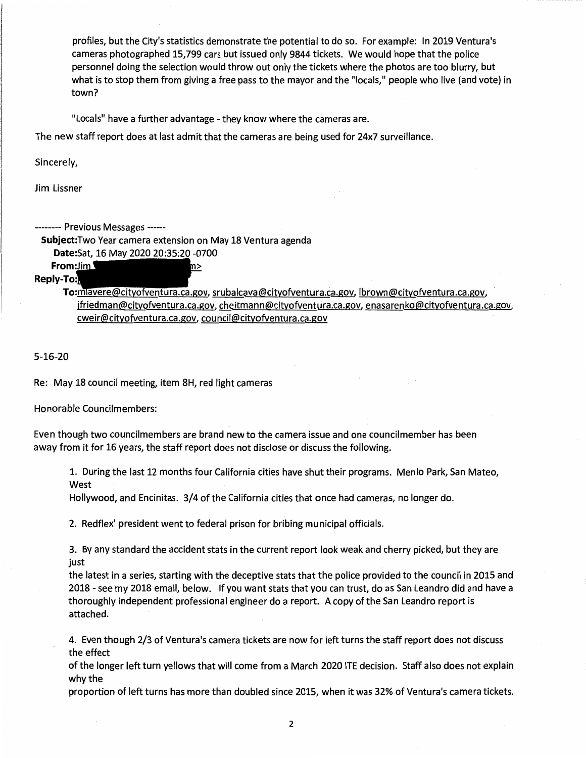profiles, but the City's statistics demonstrate the potential to do so. For example: In 2019 Ventura's cameras photographed 15,799 cars but issued only 9844 tickets. We would hope that the police personnel doing the selection would throw out only the tickets where the photos are too blurry, but what is to stop them from giving a free pass to the mayor and the "locals," people who live (and vote) in town?

"Locals" have a further advantage - they know where the cameras are.

The new staff report does at last admit that the cameras are being used for 24x7 surveillance.

Sincerely,

Jim Lissner

-------- Previous Messages ------

**Subject:** Two Year camera extension on May 18 Ventura agenda
**Date:** Sat, 16 May 2020 20:35:20 -0700
**From:** Jim [redacted]m>
**Reply-To:** [redacted]
**To:** mlavere@cityofventura.ca.gov, srubalcava@cityofventura.ca.gov, lbrown@cityofventura.ca.gov, jfriedman@cityofventura.ca.gov, cheitmann@cityofventura.ca.gov, enasarenko@cityofventura.ca.gov, cweir@cityofventura.ca.gov, council@cityofventura.ca.gov

5-16-20

Re: May 18 council meeting, item 8H, red light cameras

Honorable Councilmembers:

Even though two councilmembers are brand new to the camera issue and one councilmember has been away from it for 16 years, the staff report does not disclose or discuss the following.

1. During the last 12 months four California cities have shut their programs. Menlo Park, San Mateo, West Hollywood, and Encinitas. 3/4 of the California cities that once had cameras, no longer do.

2. Redflex' president went to federal prison for bribing municipal officials.

3. By any standard the accident stats in the current report look weak and cherry picked, but they are just the latest in a series, starting with the deceptive stats that the police provided to the council in 2015 and 2018 - see my 2018 email, below. If you want stats that you can trust, do as San Leandro did and have a thoroughly independent professional engineer do a report. A copy of the San Leandro report is attached.

4. Even though 2/3 of Ventura's camera tickets are now for left turns the staff report does not discuss the effect of the longer left turn yellows that will come from a March 2020 ITE decision. Staff also does not explain why the proportion of left turns has more than doubled since 2015, when it was 32% of Ventura's camera tickets.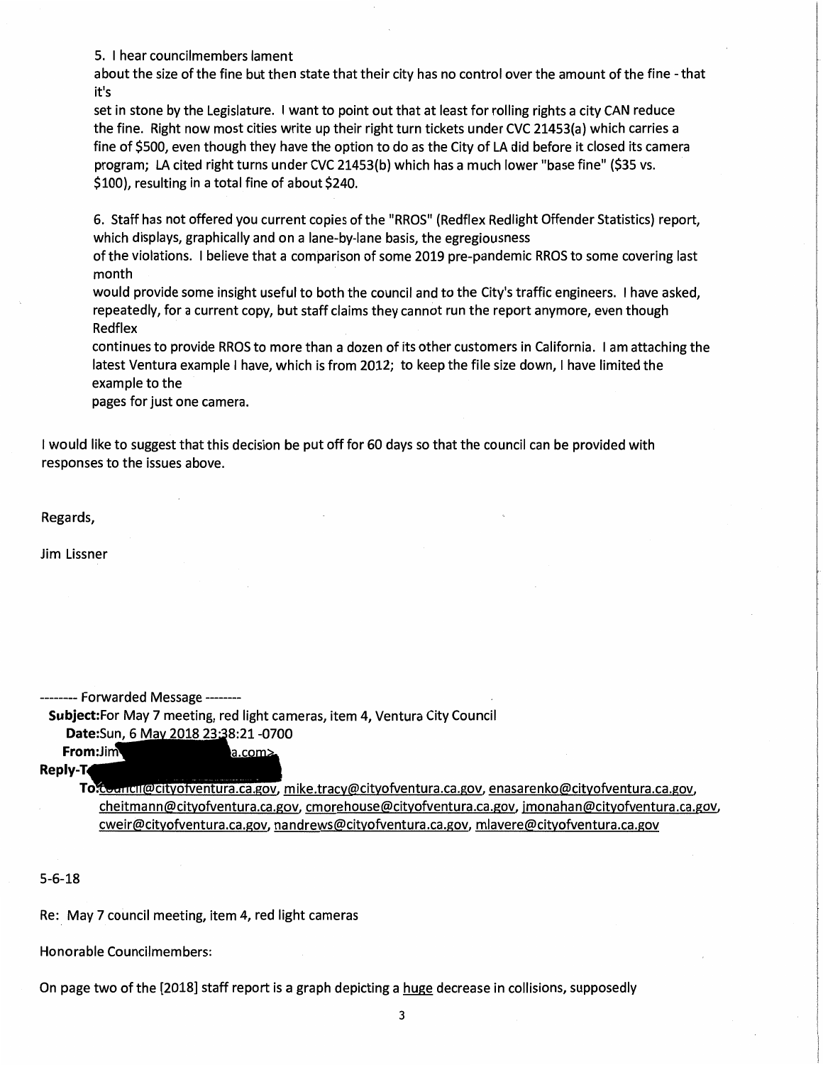5. I hear councilmembers lament about the size of the fine but then state that their city has no control over the amount of the fine - that it's set in stone by the Legislature. I want to point out that at least for rolling rights a city CAN reduce the fine. Right now most cities write up their right turn tickets under CVC 21453(a) which carries a fine of $500, even though they have the option to do as the City of LA did before it closed its camera program; LA cited right turns under CVC 21453(b) which has a much lower "base fine" ($35 vs. $100), resulting in a total fine of about $240.

6. Staff has not offered you current copies of the "RROS" (Redflex Redlight Offender Statistics) report, which displays, graphically and on a lane-by-lane basis, the egregiousness of the violations. I believe that a comparison of some 2019 pre-pandemic RROS to some covering last month would provide some insight useful to both the council and to the City's traffic engineers. I have asked, repeatedly, for a current copy, but staff claims they cannot run the report anymore, even though Redflex continues to provide RROS to more than a dozen of its other customers in California. I am attaching the latest Ventura example I have, which is from 2012; to keep the file size down, I have limited the example to the pages for just one camera.

I would like to suggest that this decision be put off for 60 days so that the council can be provided with responses to the issues above.

Regards,

Jim Lissner

-------- Forwarded Message --------

**Subject:** For May 7 meeting, red light cameras, item 4, Ventura City Council
**Date:** Sun, 6 May 2018 23:38:21 -0700
**From:** Jim [redacted] a.com>
**Reply-To:** [redacted]
**To:** [redacted]@cityofventura.ca.gov, mike.tracy@cityofventura.ca.gov, enasarenko@cityofventura.ca.gov, cheitmann@cityofventura.ca.gov, cmorehouse@cityofventura.ca.gov, jmonahan@cityofventura.ca.gov, cweir@cityofventura.ca.gov, nandrews@cityofventura.ca.gov, mlavere@cityofventura.ca.gov

5-6-18

Re: May 7 council meeting, item 4, red light cameras

Honorable Councilmembers:

On page two of the [2018] staff report is a graph depicting a huge decrease in collisions, supposedly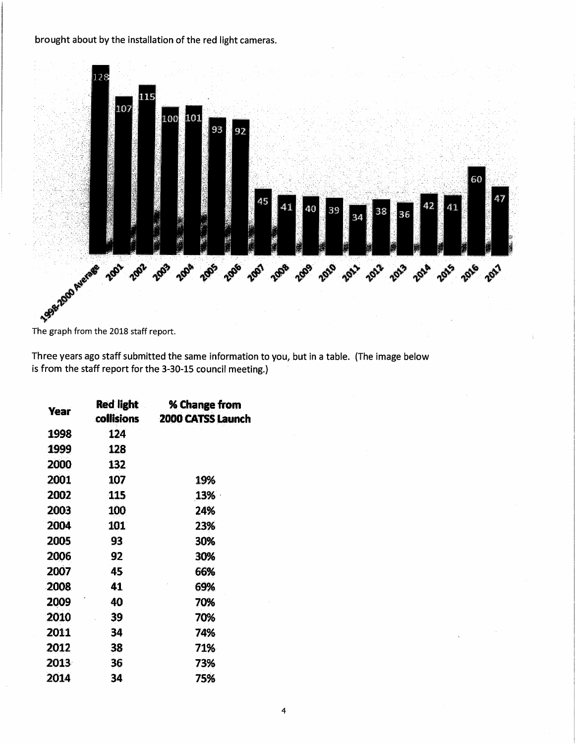brought about by the installation of the red light cameras.

The graph from the 2018 staff report.

Three years ago staff submitted the same information to you, but in a table. (The image below is from the staff report for the 3-30-15 council meeting.)

| Year | Red light collisions | % Change from 2000 CATSS Launch |
|---|---|---|
| 1998 | 124 | |
| 1999 | 128 | |
| 2000 | 132 | |
| 2001 | 107 | 19% |
| 2002 | 115 | 13% |
| 2003 | 100 | 24% |
| 2004 | 101 | 23% |
| 2005 | 93 | 30% |
| 2006 | 92 | 30% |
| 2007 | 45 | 66% |
| 2008 | 41 | 69% |
| 2009 | 40 | 70% |
| 2010 | 39 | 70% |
| 2011 | 34 | 74% |
| 2012 | 38 | 71% |
| 2013 | 36 | 73% |
| 2014 | 34 | 75% |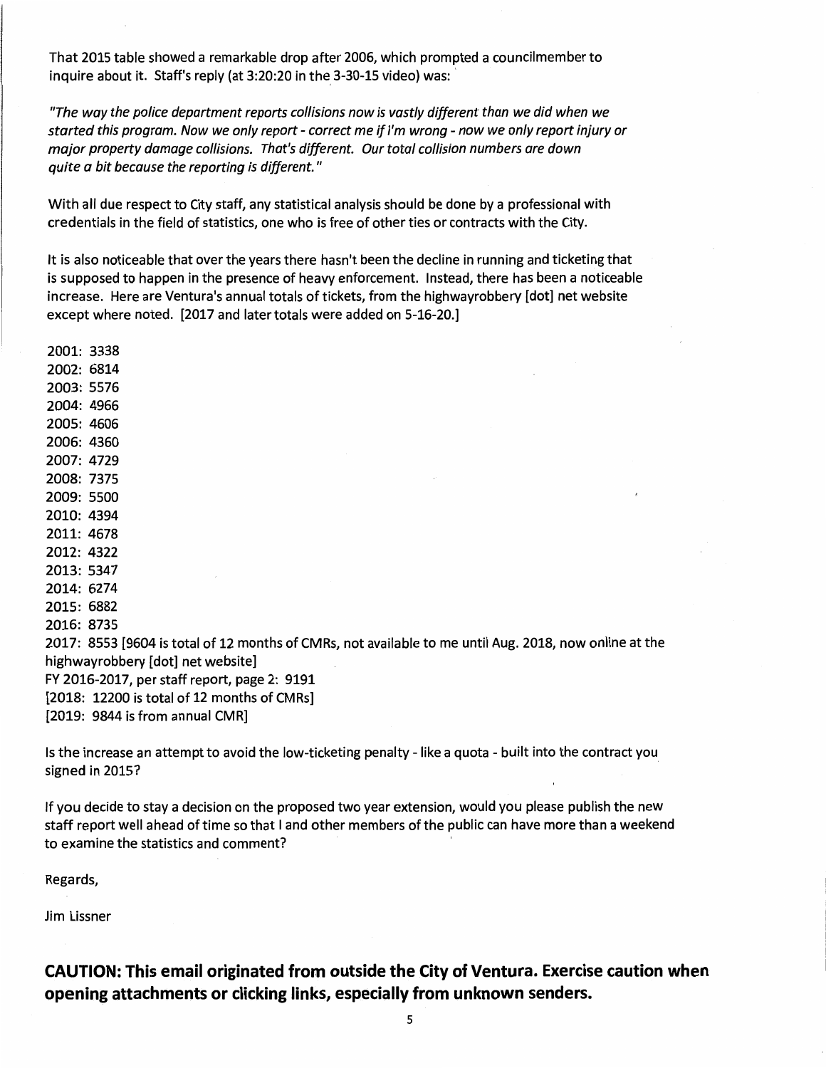That 2015 table showed a remarkable drop after 2006, which prompted a councilmember to inquire about it. Staff's reply (at 3:20:20 in the 3-30-15 video) was:

*"The way the police department reports collisions now is vastly different than we did when we started this program. Now we only report - correct me if I'm wrong - now we only report injury or major property damage collisions. That's different. Our total collision numbers are down quite a bit because the reporting is different."*

With all due respect to City staff, any statistical analysis should be done by a professional with credentials in the field of statistics, one who is free of other ties or contracts with the City.

It is also noticeable that over the years there hasn't been the decline in running and ticketing that is supposed to happen in the presence of heavy enforcement. Instead, there has been a noticeable increase. Here are Ventura's annual totals of tickets, from the highwayrobbery [dot] net website except where noted. [2017 and later totals were added on 5-16-20.]

2001: 3338
2002: 6814
2003: 5576
2004: 4966
2005: 4606
2006: 4360
2007: 4729
2008: 7375
2009: 5500
2010: 4394
2011: 4678
2012: 4322
2013: 5347
2014: 6274
2015: 6882
2016: 8735
2017: 8553 [9604 is total of 12 months of CMRs, not available to me until Aug. 2018, now online at the highwayrobbery [dot] net website]
FY 2016-2017, per staff report, page 2: 9191
[2018: 12200 is total of 12 months of CMRs]
[2019: 9844 is from annual CMR]

Is the increase an attempt to avoid the low-ticketing penalty - like a quota - built into the contract you signed in 2015?

If you decide to stay a decision on the proposed two year extension, would you please publish the new staff report well ahead of time so that I and other members of the public can have more than a weekend to examine the statistics and comment?

Regards,

Jim Lissner

**CAUTION: This email originated from outside the City of Ventura. Exercise caution when opening attachments or clicking links, especially from unknown senders.**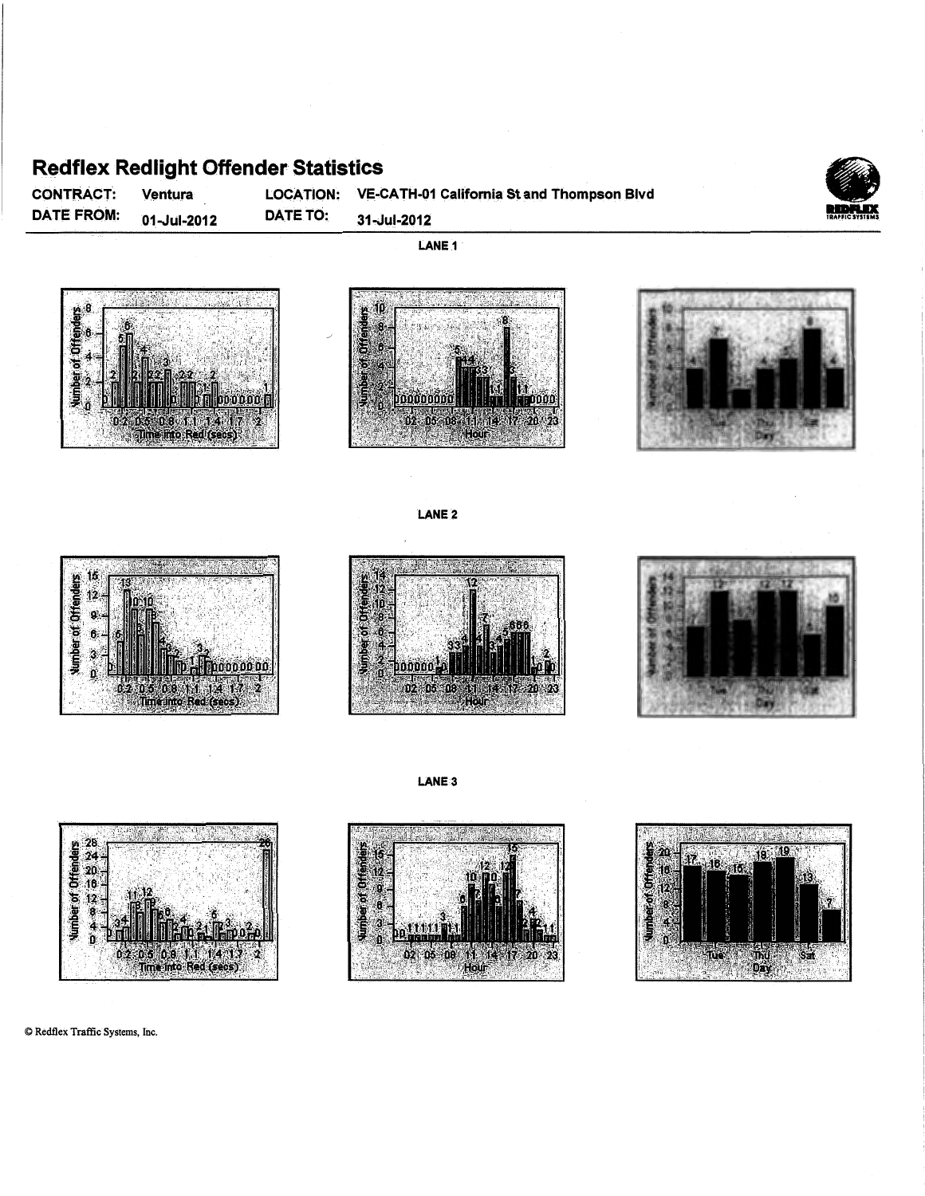# Redflex Redlight Offender Statistics

**CONTRACT:** Ventura **LOCATION:** VE-CATH-01 California St and Thompson Blvd

**DATE FROM:** 01-Jul-2012 **DATE TO:** 31-Jul-2012

**LANE 1**

**LANE 2**

**LANE 3**

© Redflex Traffic Systems, Inc.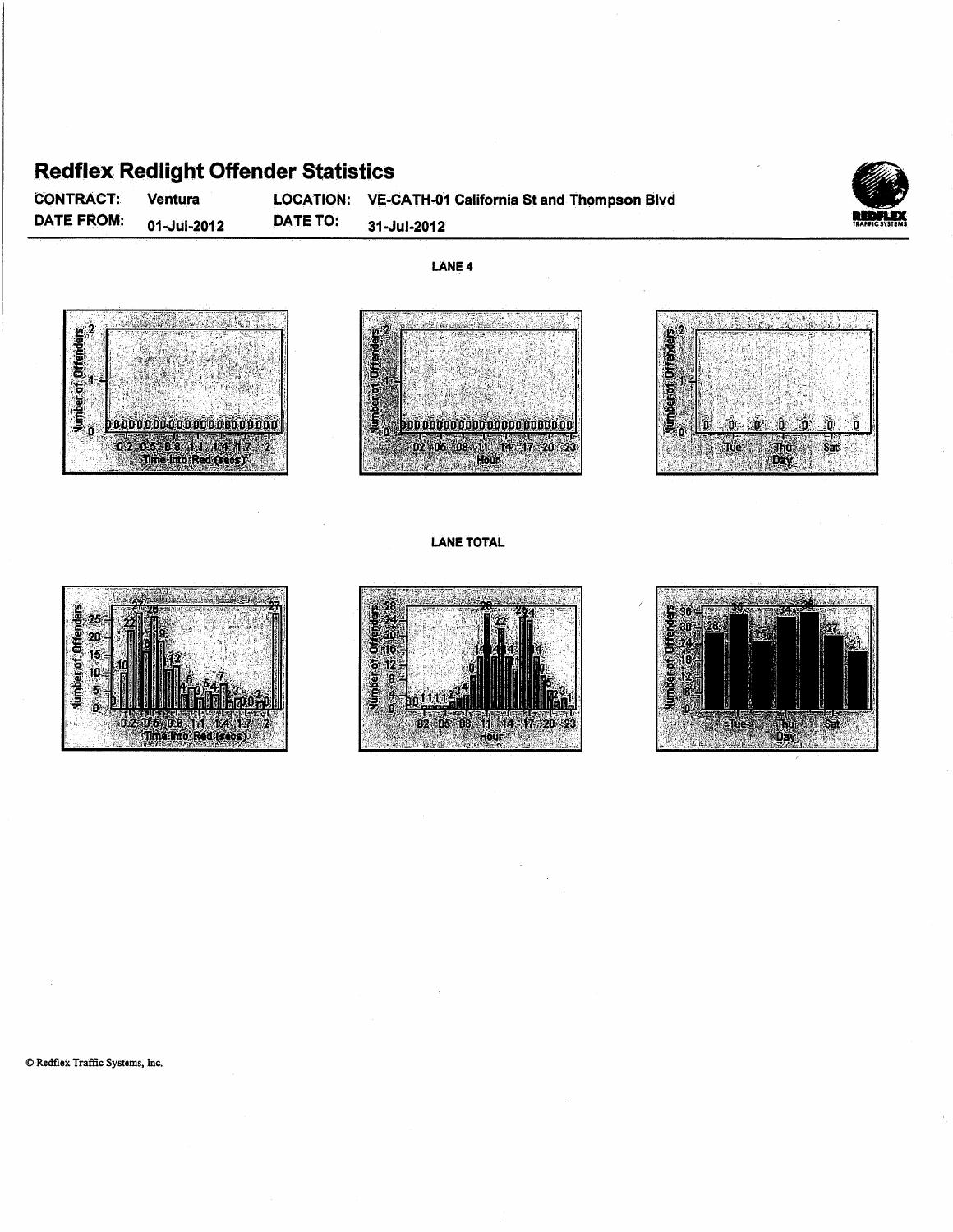# Redflex Redlight Offender Statistics

**CONTRACT:** Ventura **LOCATION:** VE-CATH-01 California St and Thompson Blvd

**DATE FROM:** 01-Jul-2012 **DATE TO:** 31-Jul-2012

**LANE 4**

**LANE TOTAL**

© Redflex Traffic Systems, Inc.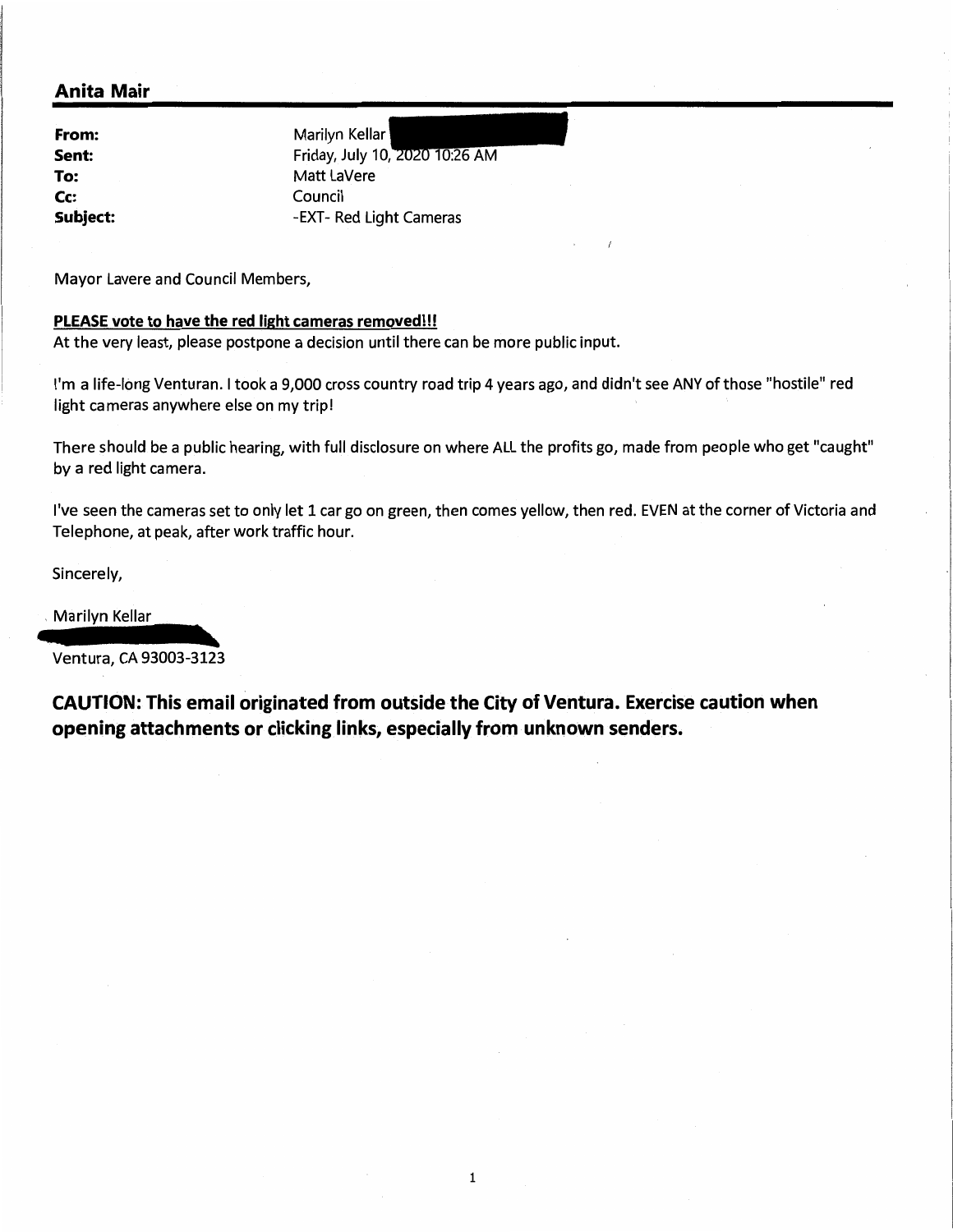## Anita Mair

| | |
|---|---|
| **From:** | Marilyn Kellar |
| **Sent:** | Friday, July 10, 2020 10:26 AM |
| **To:** | Matt LaVere |
| **Cc:** | Council |
| **Subject:** | -EXT- Red Light Cameras |

Mayor Lavere and Council Members,

**PLEASE vote to have the red light cameras removed!!!**
At the very least, please postpone a decision until there can be more public input.

I'm a life-long Venturan. I took a 9,000 cross country road trip 4 years ago, and didn't see ANY of those "hostile" red light cameras anywhere else on my trip!

There should be a public hearing, with full disclosure on where ALL the profits go, made from people who get "caught" by a red light camera.

I've seen the cameras set to only let 1 car go on green, then comes yellow, then red. EVEN at the corner of Victoria and Telephone, at peak, after work traffic hour.

Sincerely,

Marilyn Kellar

Ventura, CA 93003-3123

**CAUTION: This email originated from outside the City of Ventura. Exercise caution when opening attachments or clicking links, especially from unknown senders.**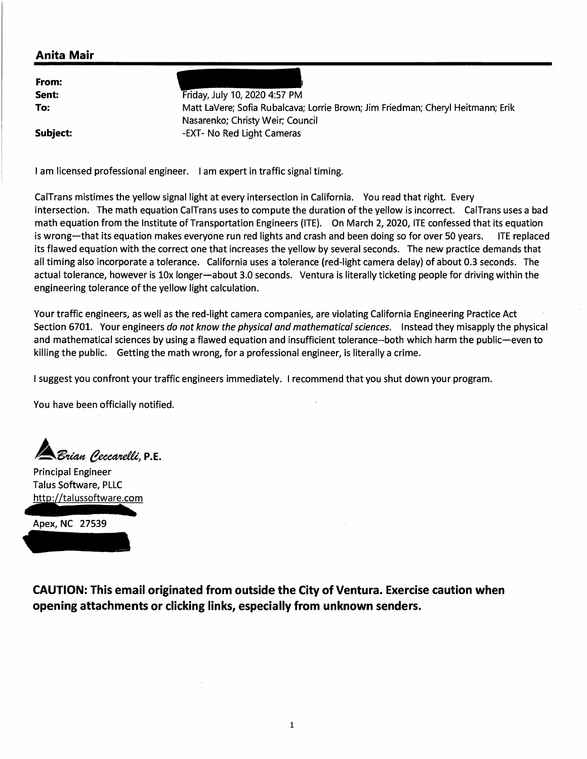## Anita Mair

**From:**
**Sent:** Friday, July 10, 2020 4:57 PM
**To:** Matt LaVere; Sofia Rubalcava; Lorrie Brown; Jim Friedman; Cheryl Heitmann; Erik Nasarenko; Christy Weir; Council
**Subject:** -EXT- No Red Light Cameras

I am licensed professional engineer. I am expert in traffic signal timing.

CalTrans mistimes the yellow signal light at every intersection in California. You read that right. Every intersection. The math equation CalTrans uses to compute the duration of the yellow is incorrect. CalTrans uses a bad math equation from the Institute of Transportation Engineers (ITE). On March 2, 2020, ITE confessed that its equation is wrong—that its equation makes everyone run red lights and crash and been doing so for over 50 years. ITE replaced its flawed equation with the correct one that increases the yellow by several seconds. The new practice demands that all timing also incorporate a tolerance. California uses a tolerance (red-light camera delay) of about 0.3 seconds. The actual tolerance, however is 10x longer—about 3.0 seconds. Ventura is literally ticketing people for driving within the engineering tolerance of the yellow light calculation.

Your traffic engineers, as well as the red-light camera companies, are violating California Engineering Practice Act Section 6701. Your engineers *do not know the physical and mathematical sciences.* Instead they misapply the physical and mathematical sciences by using a flawed equation and insufficient tolerance--both which harm the public—even to killing the public. Getting the math wrong, for a professional engineer, is literally a crime.

I suggest you confront your traffic engineers immediately. I recommend that you shut down your program.

You have been officially notified.

*Brian Ceccarelli*, P.E.
Principal Engineer
Talus Software, PLLC
http://talussoftware.com

Apex, NC 27539

**CAUTION: This email originated from outside the City of Ventura. Exercise caution when opening attachments or clicking links, especially from unknown senders.**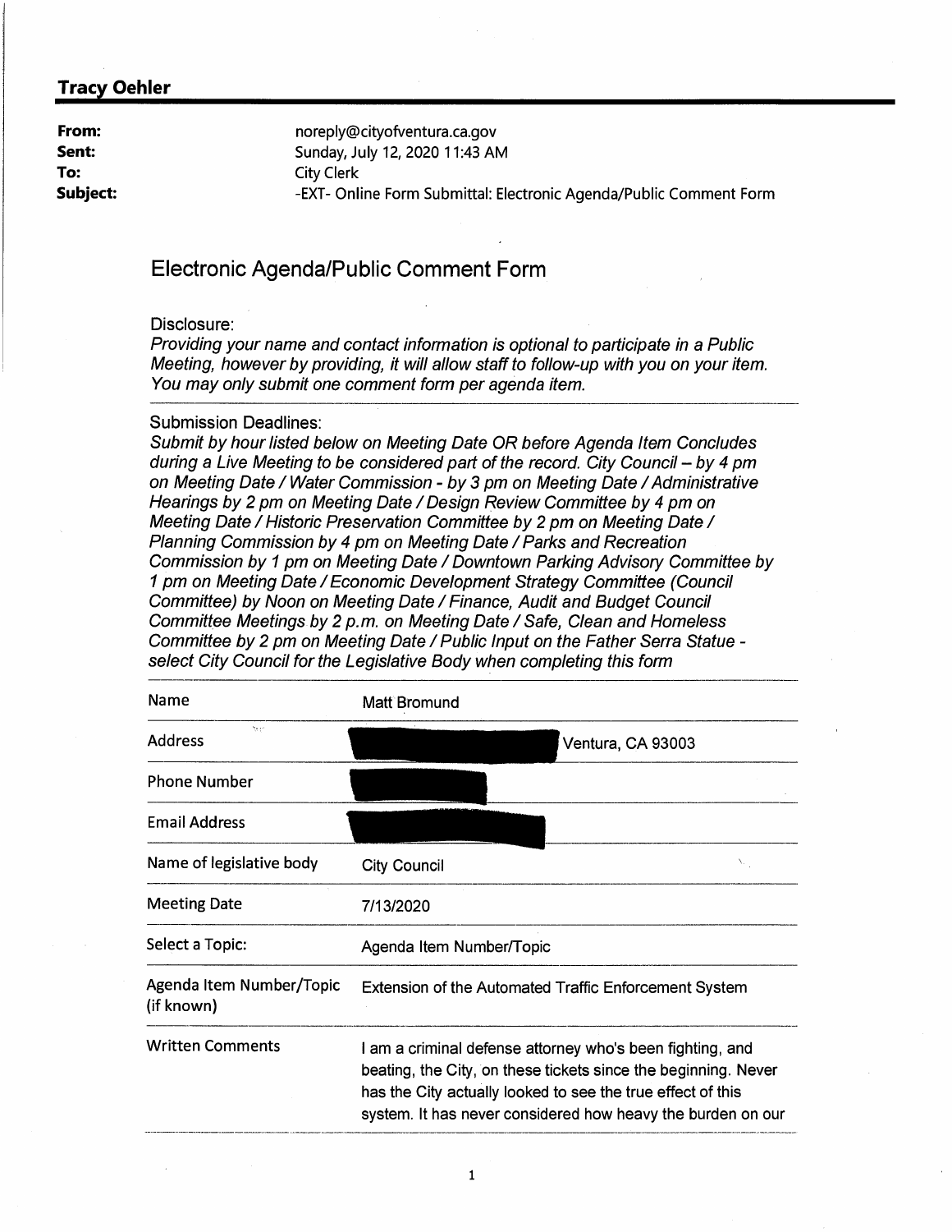**Tracy Oehler**

| | |
|---|---|
| **From:** | noreply@cityofventura.ca.gov |
| **Sent:** | Sunday, July 12, 2020 11:43 AM |
| **To:** | City Clerk |
| **Subject:** | -EXT- Online Form Submittal: Electronic Agenda/Public Comment Form |

## Electronic Agenda/Public Comment Form

Disclosure:

*Providing your name and contact information is optional to participate in a Public Meeting, however by providing, it will allow staff to follow-up with you on your item. You may only submit one comment form per agenda item.*

Submission Deadlines:

*Submit by hour listed below on Meeting Date OR before Agenda Item Concludes during a Live Meeting to be considered part of the record. City Council – by 4 pm on Meeting Date / Water Commission - by 3 pm on Meeting Date / Administrative Hearings by 2 pm on Meeting Date / Design Review Committee by 4 pm on Meeting Date / Historic Preservation Committee by 2 pm on Meeting Date / Planning Commission by 4 pm on Meeting Date / Parks and Recreation Commission by 1 pm on Meeting Date / Downtown Parking Advisory Committee by 1 pm on Meeting Date / Economic Development Strategy Committee (Council Committee) by Noon on Meeting Date / Finance, Audit and Budget Council Committee Meetings by 2 p.m. on Meeting Date / Safe, Clean and Homeless Committee by 2 pm on Meeting Date / Public Input on the Father Serra Statue - select City Council for the Legislative Body when completing this form*

| | |
|---|---|
| Name | Matt Bromund |
| Address | [redacted] Ventura, CA 93003 |
| Phone Number | [redacted] |
| Email Address | [redacted] |
| Name of legislative body | City Council |
| Meeting Date | 7/13/2020 |
| Select a Topic: | Agenda Item Number/Topic |
| Agenda Item Number/Topic (if known) | Extension of the Automated Traffic Enforcement System |
| Written Comments | I am a criminal defense attorney who's been fighting, and beating, the City, on these tickets since the beginning. Never has the City actually looked to see the true effect of this system. It has never considered how heavy the burden on our |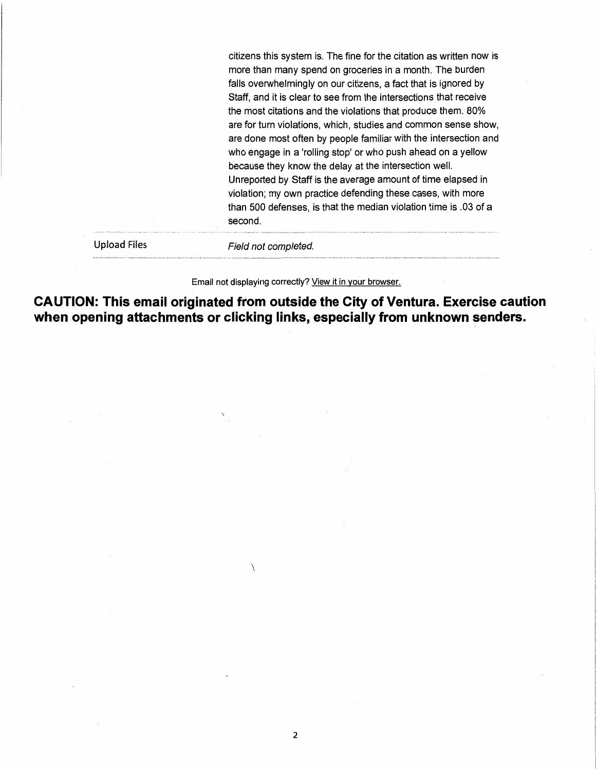citizens this system is. The fine for the citation as written now is more than many spend on groceries in a month. The burden falls overwhelmingly on our citizens, a fact that is ignored by Staff, and it is clear to see from the intersections that receive the most citations and the violations that produce them. 80% are for turn violations, which, studies and common sense show, are done most often by people familiar with the intersection and who engage in a 'rolling stop' or who push ahead on a yellow because they know the delay at the intersection well. Unreported by Staff is the average amount of time elapsed in violation; my own practice defending these cases, with more than 500 defenses, is that the median violation time is .03 of a second.

| | |
|---|---|
| Upload Files | *Field not completed.* |

Email not displaying correctly? View it in your browser.

**CAUTION: This email originated from outside the City of Ventura. Exercise caution when opening attachments or clicking links, especially from unknown senders.**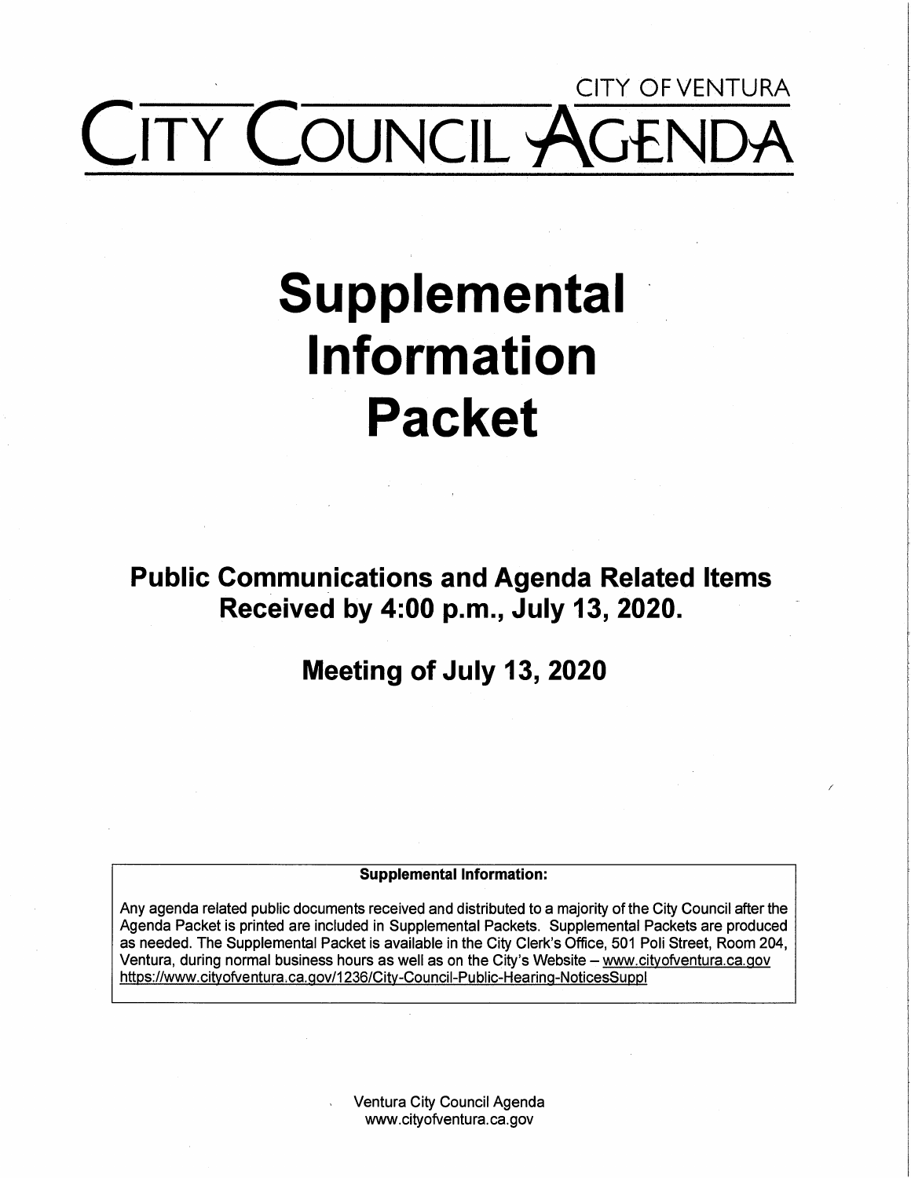CITY OF VENTURA

# CITY COUNCIL AGENDA

# Supplemental Information Packet

## Public Communications and Agenda Related Items Received by 4:00 p.m., July 13, 2020.

## Meeting of July 13, 2020

**Supplemental Information:**

Any agenda related public documents received and distributed to a majority of the City Council after the Agenda Packet is printed are included in Supplemental Packets. Supplemental Packets are produced as needed. The Supplemental Packet is available in the City Clerk's Office, 501 Poli Street, Room 204, Ventura, during normal business hours as well as on the City's Website – www.cityofventura.ca.gov https://www.cityofventura.ca.gov/1236/City-Council-Public-Hearing-NoticesSuppl

Ventura City Council Agenda
www.cityofventura.ca.gov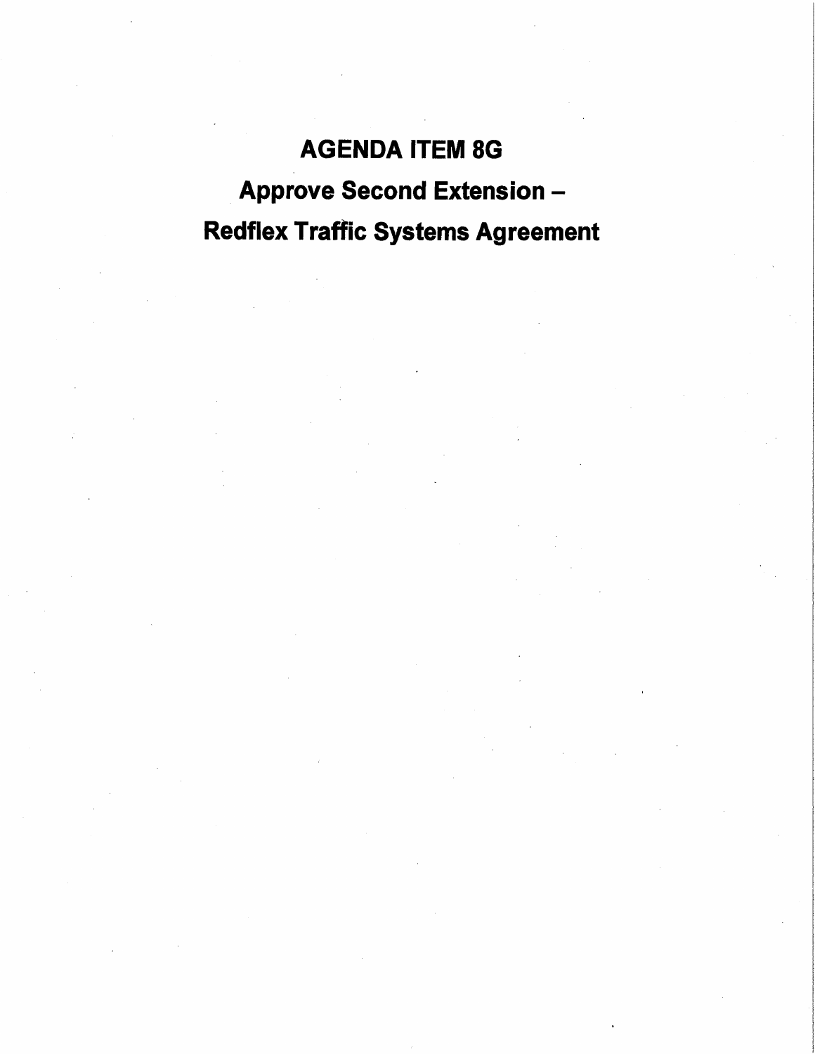# AGENDA ITEM 8G

# Approve Second Extension –

# Redflex Traffic Systems Agreement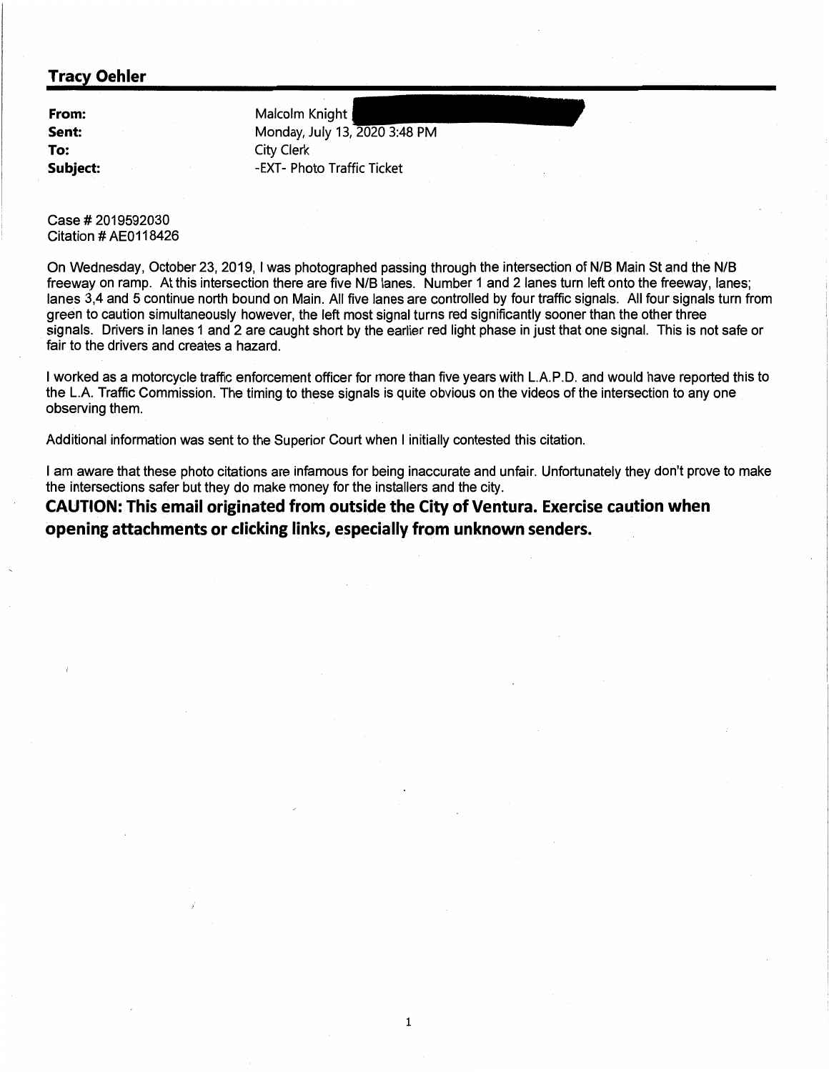## Tracy Oehler

| | |
|---|---|
| **From:** | Malcolm Knight |
| **Sent:** | Monday, July 13, 2020 3:48 PM |
| **To:** | City Clerk |
| **Subject:** | -EXT- Photo Traffic Ticket |

Case # 2019592030
Citation # AE0118426

On Wednesday, October 23, 2019, I was photographed passing through the intersection of N/B Main St and the N/B freeway on ramp. At this intersection there are five N/B lanes. Number 1 and 2 lanes turn left onto the freeway, lanes; lanes 3,4 and 5 continue north bound on Main. All five lanes are controlled by four traffic signals. All four signals turn from green to caution simultaneously however, the left most signal turns red significantly sooner than the other three signals. Drivers in lanes 1 and 2 are caught short by the earlier red light phase in just that one signal. This is not safe or fair to the drivers and creates a hazard.

I worked as a motorcycle traffic enforcement officer for more than five years with L.A.P.D. and would have reported this to the L.A. Traffic Commission. The timing to these signals is quite obvious on the videos of the intersection to any one observing them.

Additional information was sent to the Superior Court when I initially contested this citation.

I am aware that these photo citations are infamous for being inaccurate and unfair. Unfortunately they don't prove to make the intersections safer but they do make money for the installers and the city.

**CAUTION: This email originated from outside the City of Ventura. Exercise caution when opening attachments or clicking links, especially from unknown senders.**